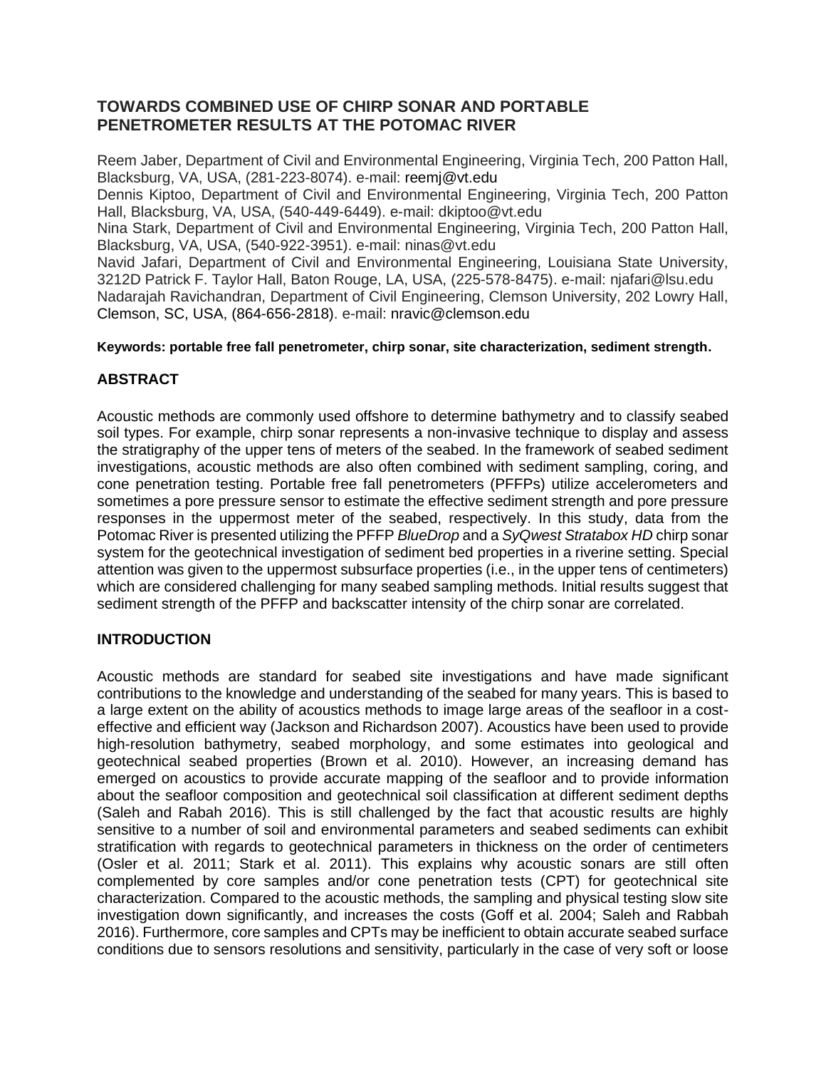# TOWARDS COMBINED USE OF CHIRP SONAR AND PORTABLE PENETROMETER RESULTS AT THE POTOMAC RIVER

Reem Jaber, Department of Civil and Environmental Engineering, Virginia Tech, 200 Patton Hall, Blacksburg, VA, USA, (281-223-8074). e-mail: reemj@vt.edu
Dennis Kiptoo, Department of Civil and Environmental Engineering, Virginia Tech, 200 Patton Hall, Blacksburg, VA, USA, (540-449-6449). e-mail: dkiptoo@vt.edu
Nina Stark, Department of Civil and Environmental Engineering, Virginia Tech, 200 Patton Hall, Blacksburg, VA, USA, (540-922-3951). e-mail: ninas@vt.edu
Navid Jafari, Department of Civil and Environmental Engineering, Louisiana State University, 3212D Patrick F. Taylor Hall, Baton Rouge, LA, USA, (225-578-8475). e-mail: njafari@lsu.edu
Nadarajah Ravichandran, Department of Civil Engineering, Clemson University, 202 Lowry Hall, Clemson, SC, USA, (864-656-2818). e-mail: nravic@clemson.edu

**Keywords: portable free fall penetrometer, chirp sonar, site characterization, sediment strength.**

## ABSTRACT

Acoustic methods are commonly used offshore to determine bathymetry and to classify seabed soil types. For example, chirp sonar represents a non-invasive technique to display and assess the stratigraphy of the upper tens of meters of the seabed. In the framework of seabed sediment investigations, acoustic methods are also often combined with sediment sampling, coring, and cone penetration testing. Portable free fall penetrometers (PFFPs) utilize accelerometers and sometimes a pore pressure sensor to estimate the effective sediment strength and pore pressure responses in the uppermost meter of the seabed, respectively. In this study, data from the Potomac River is presented utilizing the PFFP *BlueDrop* and a *SyQwest Stratabox HD* chirp sonar system for the geotechnical investigation of sediment bed properties in a riverine setting. Special attention was given to the uppermost subsurface properties (i.e., in the upper tens of centimeters) which are considered challenging for many seabed sampling methods. Initial results suggest that sediment strength of the PFFP and backscatter intensity of the chirp sonar are correlated.

## INTRODUCTION

Acoustic methods are standard for seabed site investigations and have made significant contributions to the knowledge and understanding of the seabed for many years. This is based to a large extent on the ability of acoustics methods to image large areas of the seafloor in a cost-effective and efficient way (Jackson and Richardson 2007). Acoustics have been used to provide high-resolution bathymetry, seabed morphology, and some estimates into geological and geotechnical seabed properties (Brown et al. 2010). However, an increasing demand has emerged on acoustics to provide accurate mapping of the seafloor and to provide information about the seafloor composition and geotechnical soil classification at different sediment depths (Saleh and Rabah 2016). This is still challenged by the fact that acoustic results are highly sensitive to a number of soil and environmental parameters and seabed sediments can exhibit stratification with regards to geotechnical parameters in thickness on the order of centimeters (Osler et al. 2011; Stark et al. 2011). This explains why acoustic sonars are still often complemented by core samples and/or cone penetration tests (CPT) for geotechnical site characterization. Compared to the acoustic methods, the sampling and physical testing slow site investigation down significantly, and increases the costs (Goff et al. 2004; Saleh and Rabbah 2016). Furthermore, core samples and CPTs may be inefficient to obtain accurate seabed surface conditions due to sensors resolutions and sensitivity, particularly in the case of very soft or loose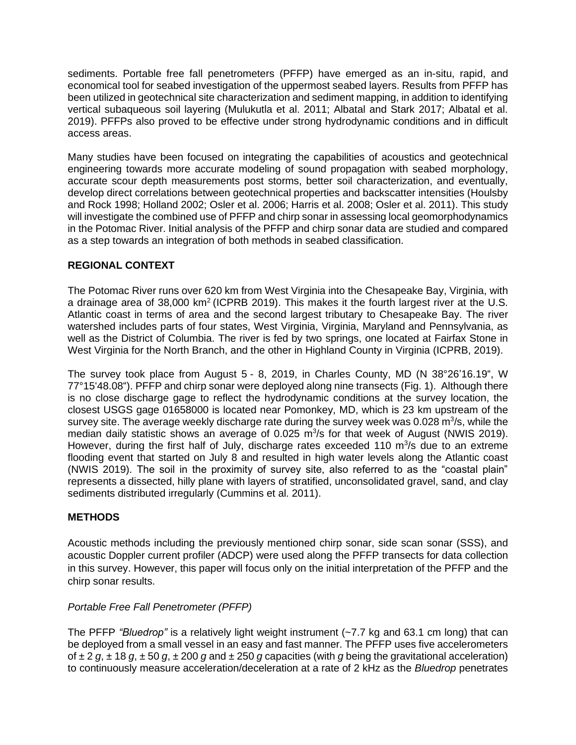sediments. Portable free fall penetrometers (PFFP) have emerged as an in-situ, rapid, and economical tool for seabed investigation of the uppermost seabed layers. Results from PFFP has been utilized in geotechnical site characterization and sediment mapping, in addition to identifying vertical subaqueous soil layering (Mulukutla et al. 2011; Albatal and Stark 2017; Albatal et al. 2019). PFFPs also proved to be effective under strong hydrodynamic conditions and in difficult access areas.

Many studies have been focused on integrating the capabilities of acoustics and geotechnical engineering towards more accurate modeling of sound propagation with seabed morphology, accurate scour depth measurements post storms, better soil characterization, and eventually, develop direct correlations between geotechnical properties and backscatter intensities (Houlsby and Rock 1998; Holland 2002; Osler et al. 2006; Harris et al. 2008; Osler et al. 2011). This study will investigate the combined use of PFFP and chirp sonar in assessing local geomorphodynamics in the Potomac River. Initial analysis of the PFFP and chirp sonar data are studied and compared as a step towards an integration of both methods in seabed classification.

## REGIONAL CONTEXT

The Potomac River runs over 620 km from West Virginia into the Chesapeake Bay, Virginia, with a drainage area of 38,000 km$^2$ (ICPRB 2019). This makes it the fourth largest river at the U.S. Atlantic coast in terms of area and the second largest tributary to Chesapeake Bay. The river watershed includes parts of four states, West Virginia, Virginia, Maryland and Pennsylvania, as well as the District of Columbia. The river is fed by two springs, one located at Fairfax Stone in West Virginia for the North Branch, and the other in Highland County in Virginia (ICPRB, 2019).

The survey took place from August 5 - 8, 2019, in Charles County, MD (N 38°26'16.19", W 77°15'48.08"). PFFP and chirp sonar were deployed along nine transects (Fig. 1). Although there is no close discharge gage to reflect the hydrodynamic conditions at the survey location, the closest USGS gage 01658000 is located near Pomonkey, MD, which is 23 km upstream of the survey site. The average weekly discharge rate during the survey week was 0.028 m$^3$/s, while the median daily statistic shows an average of 0.025 m$^3$/s for that week of August (NWIS 2019). However, during the first half of July, discharge rates exceeded 110 m$^3$/s due to an extreme flooding event that started on July 8 and resulted in high water levels along the Atlantic coast (NWIS 2019). The soil in the proximity of survey site, also referred to as the "coastal plain" represents a dissected, hilly plane with layers of stratified, unconsolidated gravel, sand, and clay sediments distributed irregularly (Cummins et al. 2011).

## METHODS

Acoustic methods including the previously mentioned chirp sonar, side scan sonar (SSS), and acoustic Doppler current profiler (ADCP) were used along the PFFP transects for data collection in this survey. However, this paper will focus only on the initial interpretation of the PFFP and the chirp sonar results.

### *Portable Free Fall Penetrometer (PFFP)*

The PFFP *"Bluedrop"* is a relatively light weight instrument (~7.7 kg and 63.1 cm long) that can be deployed from a small vessel in an easy and fast manner. The PFFP uses five accelerometers of ± 2 *g*, ± 18 *g*, ± 50 *g*, ± 200 *g* and ± 250 *g* capacities (with *g* being the gravitational acceleration) to continuously measure acceleration/deceleration at a rate of 2 kHz as the *Bluedrop* penetrates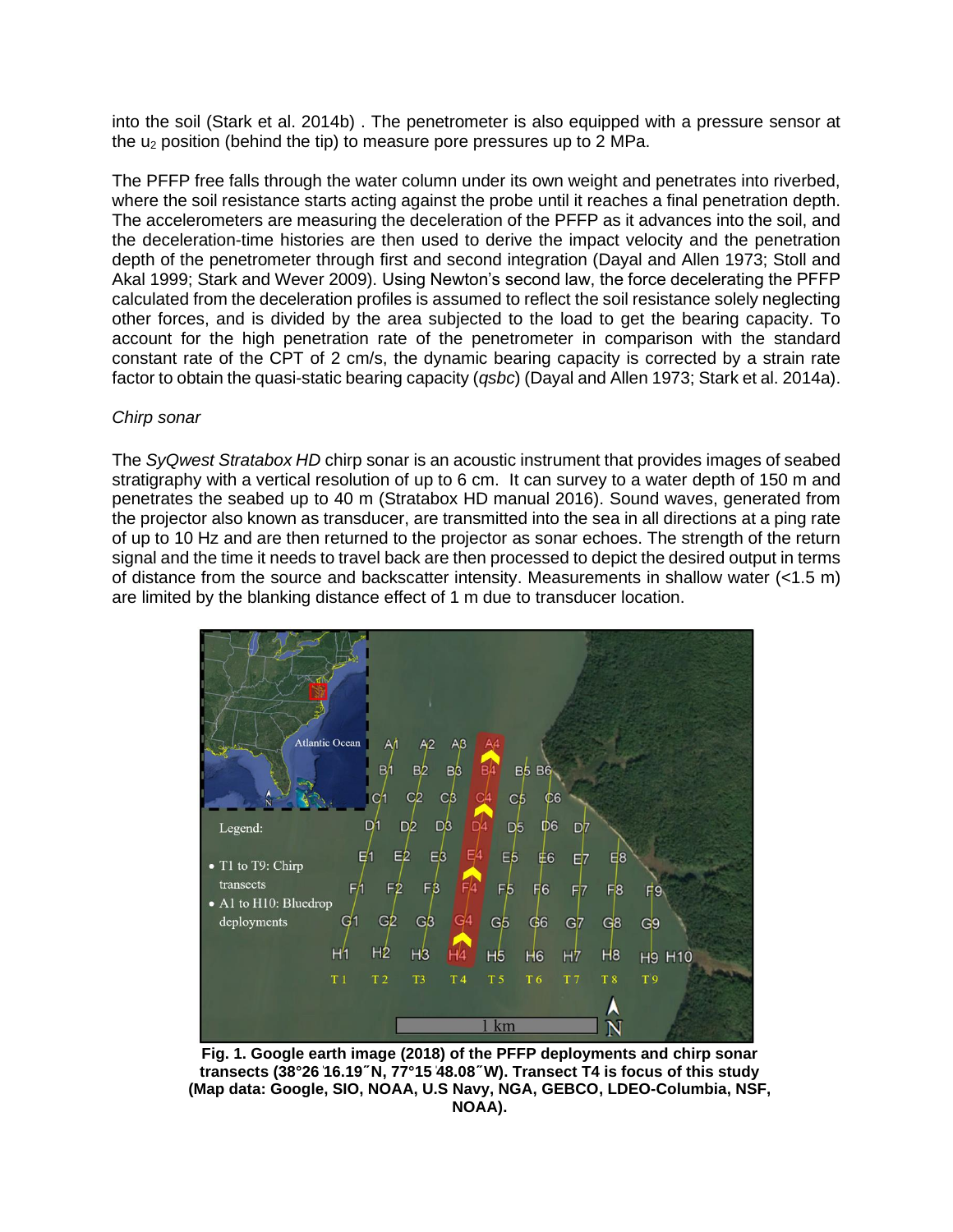into the soil (Stark et al. 2014b) . The penetrometer is also equipped with a pressure sensor at the $u_2$ position (behind the tip) to measure pore pressures up to 2 MPa.

The PFFP free falls through the water column under its own weight and penetrates into riverbed, where the soil resistance starts acting against the probe until it reaches a final penetration depth. The accelerometers are measuring the deceleration of the PFFP as it advances into the soil, and the deceleration-time histories are then used to derive the impact velocity and the penetration depth of the penetrometer through first and second integration (Dayal and Allen 1973; Stoll and Akal 1999; Stark and Wever 2009). Using Newton's second law, the force decelerating the PFFP calculated from the deceleration profiles is assumed to reflect the soil resistance solely neglecting other forces, and is divided by the area subjected to the load to get the bearing capacity. To account for the high penetration rate of the penetrometer in comparison with the standard constant rate of the CPT of 2 cm/s, the dynamic bearing capacity is corrected by a strain rate factor to obtain the quasi-static bearing capacity (*qsbc*) (Dayal and Allen 1973; Stark et al. 2014a).

*Chirp sonar*

The *SyQwest Stratabox HD* chirp sonar is an acoustic instrument that provides images of seabed stratigraphy with a vertical resolution of up to 6 cm. It can survey to a water depth of 150 m and penetrates the seabed up to 40 m (Stratabox HD manual 2016). Sound waves, generated from the projector also known as transducer, are transmitted into the sea in all directions at a ping rate of up to 10 Hz and are then returned to the projector as sonar echoes. The strength of the return signal and the time it needs to travel back are then processed to depict the desired output in terms of distance from the source and backscatter intensity. Measurements in shallow water (<1.5 m) are limited by the blanking distance effect of 1 m due to transducer location.

**Fig. 1. Google earth image (2018) of the PFFP deployments and chirp sonar transects (38°26′16.19″N, 77°15′48.08″W). Transect T4 is focus of this study (Map data: Google, SIO, NOAA, U.S Navy, NGA, GEBCO, LDEO-Columbia, NSF, NOAA).**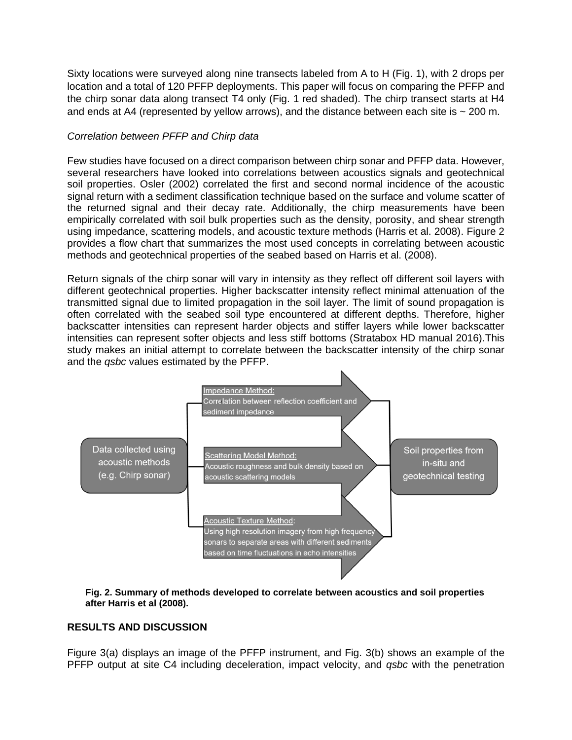Sixty locations were surveyed along nine transects labeled from A to H (Fig. 1), with 2 drops per location and a total of 120 PFFP deployments. This paper will focus on comparing the PFFP and the chirp sonar data along transect T4 only (Fig. 1 red shaded). The chirp transect starts at H4 and ends at A4 (represented by yellow arrows), and the distance between each site is ~ 200 m.

*Correlation between PFFP and Chirp data*

Few studies have focused on a direct comparison between chirp sonar and PFFP data. However, several researchers have looked into correlations between acoustics signals and geotechnical soil properties. Osler (2002) correlated the first and second normal incidence of the acoustic signal return with a sediment classification technique based on the surface and volume scatter of the returned signal and their decay rate. Additionally, the chirp measurements have been empirically correlated with soil bulk properties such as the density, porosity, and shear strength using impedance, scattering models, and acoustic texture methods (Harris et al. 2008). Figure 2 provides a flow chart that summarizes the most used concepts in correlating between acoustic methods and geotechnical properties of the seabed based on Harris et al. (2008).

Return signals of the chirp sonar will vary in intensity as they reflect off different soil layers with different geotechnical properties. Higher backscatter intensity reflect minimal attenuation of the transmitted signal due to limited propagation in the soil layer. The limit of sound propagation is often correlated with the seabed soil type encountered at different depths. Therefore, higher backscatter intensities can represent harder objects and stiffer layers while lower backscatter intensities can represent softer objects and less stiff bottoms (Stratabox HD manual 2016).This study makes an initial attempt to correlate between the backscatter intensity of the chirp sonar and the *qsbc* values estimated by the PFFP.

Data collected using acoustic methods (e.g. Chirp sonar)

Impedance Method: Correlation between reflection coefficient and sediment impedance

Scattering Model Method: Acoustic roughness and bulk density based on acoustic scattering models

Acoustic Texture Method: Using high resolution imagery from high frequency sonars to separate areas with different sediments based on time fluctuations in echo intensities

Soil properties from in-situ and geotechnical testing

**Fig. 2. Summary of methods developed to correlate between acoustics and soil properties after Harris et al (2008).**

## RESULTS AND DISCUSSION

Figure 3(a) displays an image of the PFFP instrument, and Fig. 3(b) shows an example of the PFFP output at site C4 including deceleration, impact velocity, and *qsbc* with the penetration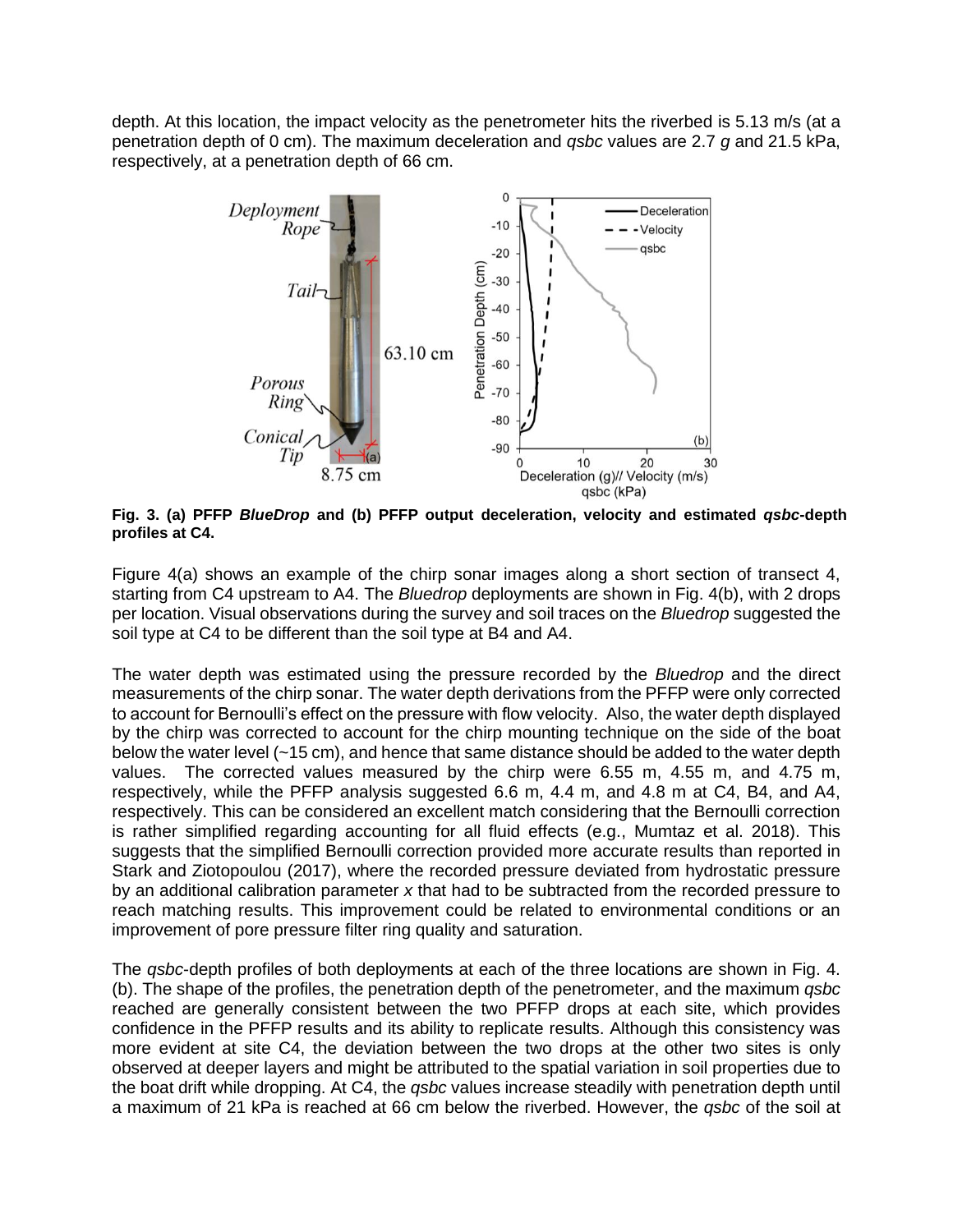depth. At this location, the impact velocity as the penetrometer hits the riverbed is 5.13 m/s (at a penetration depth of 0 cm). The maximum deceleration and *qsbc* values are 2.7 *g* and 21.5 kPa, respectively, at a penetration depth of 66 cm.

**Fig. 3. (a) PFFP *BlueDrop* and (b) PFFP output deceleration, velocity and estimated *qsbc*-depth profiles at C4.**

Figure 4(a) shows an example of the chirp sonar images along a short section of transect 4, starting from C4 upstream to A4. The *Bluedrop* deployments are shown in Fig. 4(b), with 2 drops per location. Visual observations during the survey and soil traces on the *Bluedrop* suggested the soil type at C4 to be different than the soil type at B4 and A4.

The water depth was estimated using the pressure recorded by the *Bluedrop* and the direct measurements of the chirp sonar. The water depth derivations from the PFFP were only corrected to account for Bernoulli's effect on the pressure with flow velocity. Also, the water depth displayed by the chirp was corrected to account for the chirp mounting technique on the side of the boat below the water level (~15 cm), and hence that same distance should be added to the water depth values. The corrected values measured by the chirp were 6.55 m, 4.55 m, and 4.75 m, respectively, while the PFFP analysis suggested 6.6 m, 4.4 m, and 4.8 m at C4, B4, and A4, respectively. This can be considered an excellent match considering that the Bernoulli correction is rather simplified regarding accounting for all fluid effects (e.g., Mumtaz et al. 2018). This suggests that the simplified Bernoulli correction provided more accurate results than reported in Stark and Ziotopoulou (2017), where the recorded pressure deviated from hydrostatic pressure by an additional calibration parameter *x* that had to be subtracted from the recorded pressure to reach matching results. This improvement could be related to environmental conditions or an improvement of pore pressure filter ring quality and saturation.

The *qsbc*-depth profiles of both deployments at each of the three locations are shown in Fig. 4. (b). The shape of the profiles, the penetration depth of the penetrometer, and the maximum *qsbc* reached are generally consistent between the two PFFP drops at each site, which provides confidence in the PFFP results and its ability to replicate results. Although this consistency was more evident at site C4, the deviation between the two drops at the other two sites is only observed at deeper layers and might be attributed to the spatial variation in soil properties due to the boat drift while dropping. At C4, the *qsbc* values increase steadily with penetration depth until a maximum of 21 kPa is reached at 66 cm below the riverbed. However, the *qsbc* of the soil at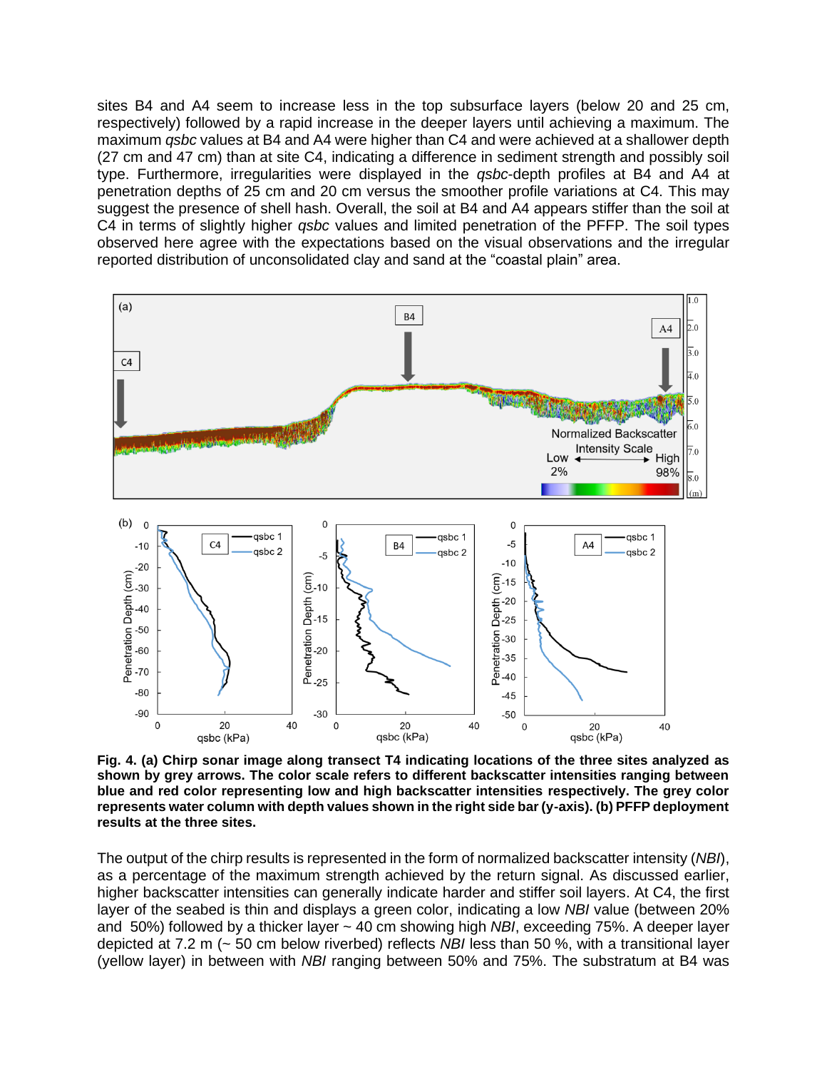sites B4 and A4 seem to increase less in the top subsurface layers (below 20 and 25 cm, respectively) followed by a rapid increase in the deeper layers until achieving a maximum. The maximum *qsbc* values at B4 and A4 were higher than C4 and were achieved at a shallower depth (27 cm and 47 cm) than at site C4, indicating a difference in sediment strength and possibly soil type. Furthermore, irregularities were displayed in the *qsbc*-depth profiles at B4 and A4 at penetration depths of 25 cm and 20 cm versus the smoother profile variations at C4. This may suggest the presence of shell hash. Overall, the soil at B4 and A4 appears stiffer than the soil at C4 in terms of slightly higher *qsbc* values and limited penetration of the PFFP. The soil types observed here agree with the expectations based on the visual observations and the irregular reported distribution of unconsolidated clay and sand at the "coastal plain" area.

**Fig. 4. (a) Chirp sonar image along transect T4 indicating locations of the three sites analyzed as shown by grey arrows. The color scale refers to different backscatter intensities ranging between blue and red color representing low and high backscatter intensities respectively. The grey color represents water column with depth values shown in the right side bar (y-axis). (b) PFFP deployment results at the three sites.**

The output of the chirp results is represented in the form of normalized backscatter intensity (*NBI*), as a percentage of the maximum strength achieved by the return signal. As discussed earlier, higher backscatter intensities can generally indicate harder and stiffer soil layers. At C4, the first layer of the seabed is thin and displays a green color, indicating a low *NBI* value (between 20% and 50%) followed by a thicker layer ~ 40 cm showing high *NBI*, exceeding 75%. A deeper layer depicted at 7.2 m (~ 50 cm below riverbed) reflects *NBI* less than 50 %, with a transitional layer (yellow layer) in between with *NBI* ranging between 50% and 75%. The substratum at B4 was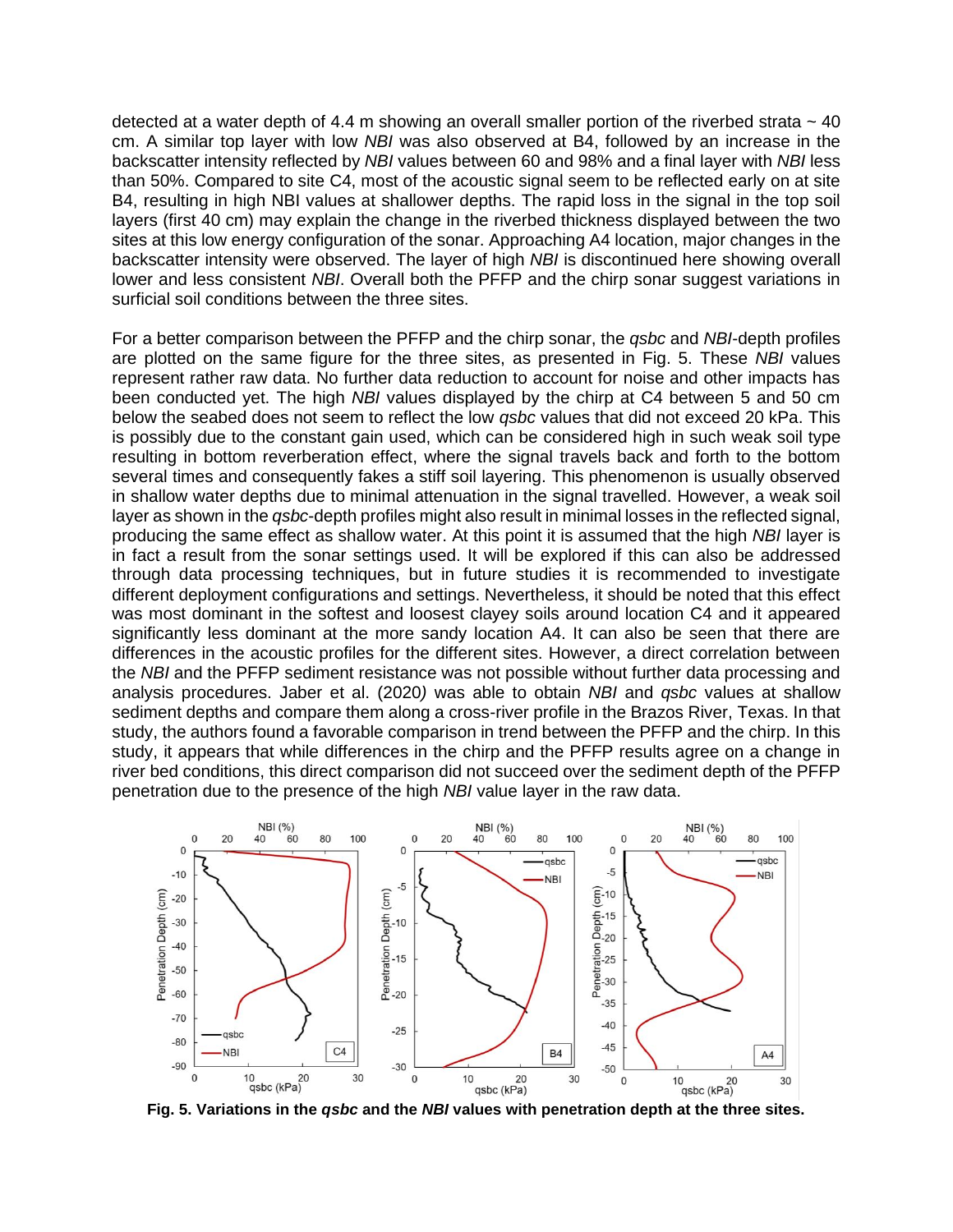detected at a water depth of 4.4 m showing an overall smaller portion of the riverbed strata ~ 40 cm. A similar top layer with low *NBI* was also observed at B4, followed by an increase in the backscatter intensity reflected by *NBI* values between 60 and 98% and a final layer with *NBI* less than 50%. Compared to site C4, most of the acoustic signal seem to be reflected early on at site B4, resulting in high NBI values at shallower depths. The rapid loss in the signal in the top soil layers (first 40 cm) may explain the change in the riverbed thickness displayed between the two sites at this low energy configuration of the sonar. Approaching A4 location, major changes in the backscatter intensity were observed. The layer of high *NBI* is discontinued here showing overall lower and less consistent *NBI*. Overall both the PFFP and the chirp sonar suggest variations in surficial soil conditions between the three sites.

For a better comparison between the PFFP and the chirp sonar, the *qsbc* and *NBI*-depth profiles are plotted on the same figure for the three sites, as presented in Fig. 5. These *NBI* values represent rather raw data. No further data reduction to account for noise and other impacts has been conducted yet. The high *NBI* values displayed by the chirp at C4 between 5 and 50 cm below the seabed does not seem to reflect the low *qsbc* values that did not exceed 20 kPa. This is possibly due to the constant gain used, which can be considered high in such weak soil type resulting in bottom reverberation effect, where the signal travels back and forth to the bottom several times and consequently fakes a stiff soil layering. This phenomenon is usually observed in shallow water depths due to minimal attenuation in the signal travelled. However, a weak soil layer as shown in the *qsbc*-depth profiles might also result in minimal losses in the reflected signal, producing the same effect as shallow water. At this point it is assumed that the high *NBI* layer is in fact a result from the sonar settings used. It will be explored if this can also be addressed through data processing techniques, but in future studies it is recommended to investigate different deployment configurations and settings. Nevertheless, it should be noted that this effect was most dominant in the softest and loosest clayey soils around location C4 and it appeared significantly less dominant at the more sandy location A4. It can also be seen that there are differences in the acoustic profiles for the different sites. However, a direct correlation between the *NBI* and the PFFP sediment resistance was not possible without further data processing and analysis procedures. Jaber et al. (2020*)* was able to obtain *NBI* and *qsbc* values at shallow sediment depths and compare them along a cross-river profile in the Brazos River, Texas. In that study, the authors found a favorable comparison in trend between the PFFP and the chirp. In this study, it appears that while differences in the chirp and the PFFP results agree on a change in river bed conditions, this direct comparison did not succeed over the sediment depth of the PFFP penetration due to the presence of the high *NBI* value layer in the raw data.

**Fig. 5. Variations in the *qsbc* and the *NBI* values with penetration depth at the three sites.**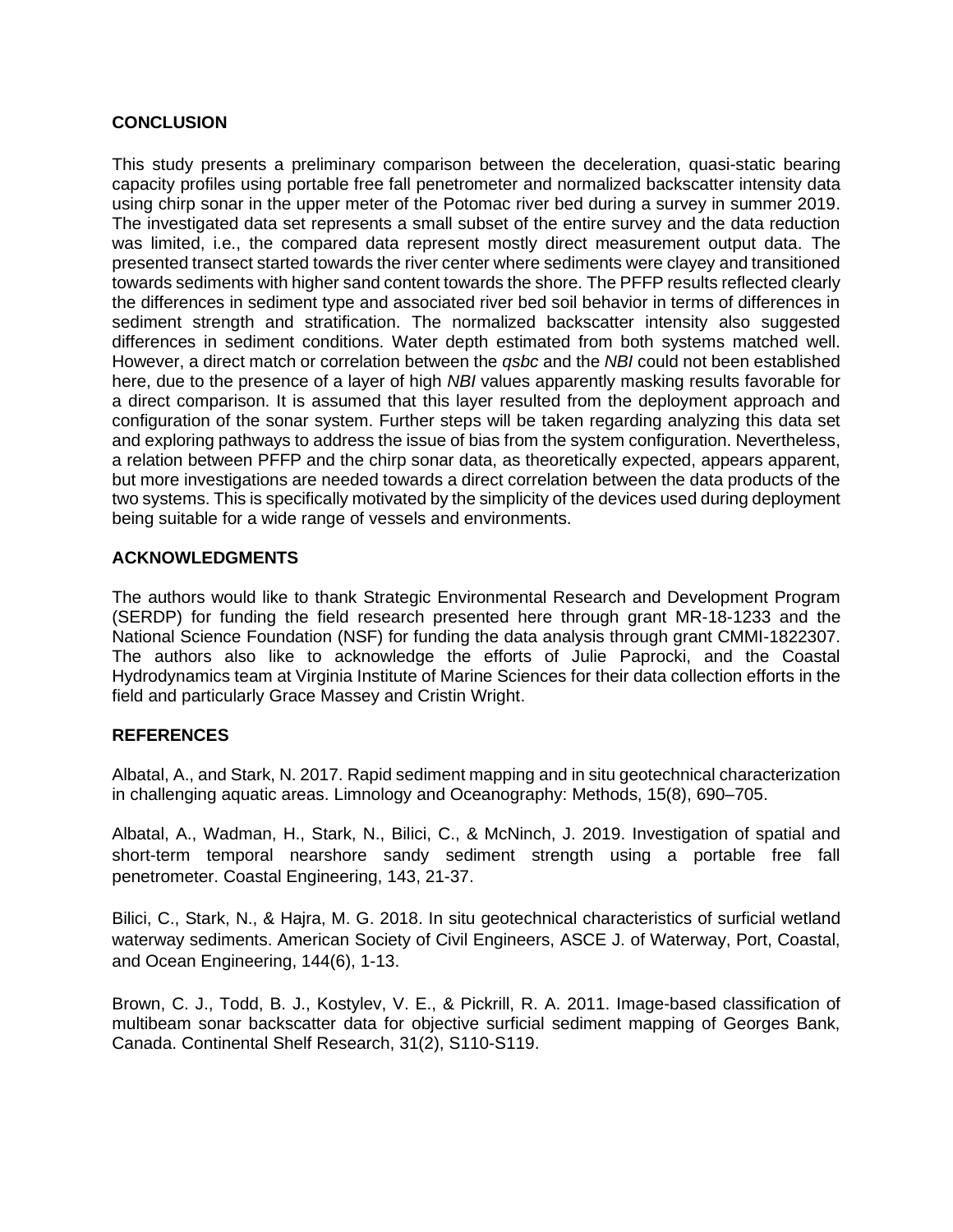## CONCLUSION

This study presents a preliminary comparison between the deceleration, quasi-static bearing capacity profiles using portable free fall penetrometer and normalized backscatter intensity data using chirp sonar in the upper meter of the Potomac river bed during a survey in summer 2019. The investigated data set represents a small subset of the entire survey and the data reduction was limited, i.e., the compared data represent mostly direct measurement output data. The presented transect started towards the river center where sediments were clayey and transitioned towards sediments with higher sand content towards the shore. The PFFP results reflected clearly the differences in sediment type and associated river bed soil behavior in terms of differences in sediment strength and stratification. The normalized backscatter intensity also suggested differences in sediment conditions. Water depth estimated from both systems matched well. However, a direct match or correlation between the *qsbc* and the *NBI* could not been established here, due to the presence of a layer of high *NBI* values apparently masking results favorable for a direct comparison. It is assumed that this layer resulted from the deployment approach and configuration of the sonar system. Further steps will be taken regarding analyzing this data set and exploring pathways to address the issue of bias from the system configuration. Nevertheless, a relation between PFFP and the chirp sonar data, as theoretically expected, appears apparent, but more investigations are needed towards a direct correlation between the data products of the two systems. This is specifically motivated by the simplicity of the devices used during deployment being suitable for a wide range of vessels and environments.

## ACKNOWLEDGMENTS

The authors would like to thank Strategic Environmental Research and Development Program (SERDP) for funding the field research presented here through grant MR-18-1233 and the National Science Foundation (NSF) for funding the data analysis through grant CMMI-1822307. The authors also like to acknowledge the efforts of Julie Paprocki, and the Coastal Hydrodynamics team at Virginia Institute of Marine Sciences for their data collection efforts in the field and particularly Grace Massey and Cristin Wright.

## REFERENCES

Albatal, A., and Stark, N. 2017. Rapid sediment mapping and in situ geotechnical characterization in challenging aquatic areas. Limnology and Oceanography: Methods, 15(8), 690–705.

Albatal, A., Wadman, H., Stark, N., Bilici, C., & McNinch, J. 2019. Investigation of spatial and short-term temporal nearshore sandy sediment strength using a portable free fall penetrometer. Coastal Engineering, 143, 21-37.

Bilici, C., Stark, N., & Hajra, M. G. 2018. In situ geotechnical characteristics of surficial wetland waterway sediments. American Society of Civil Engineers, ASCE J. of Waterway, Port, Coastal, and Ocean Engineering, 144(6), 1-13.

Brown, C. J., Todd, B. J., Kostylev, V. E., & Pickrill, R. A. 2011. Image-based classification of multibeam sonar backscatter data for objective surficial sediment mapping of Georges Bank, Canada. Continental Shelf Research, 31(2), S110-S119.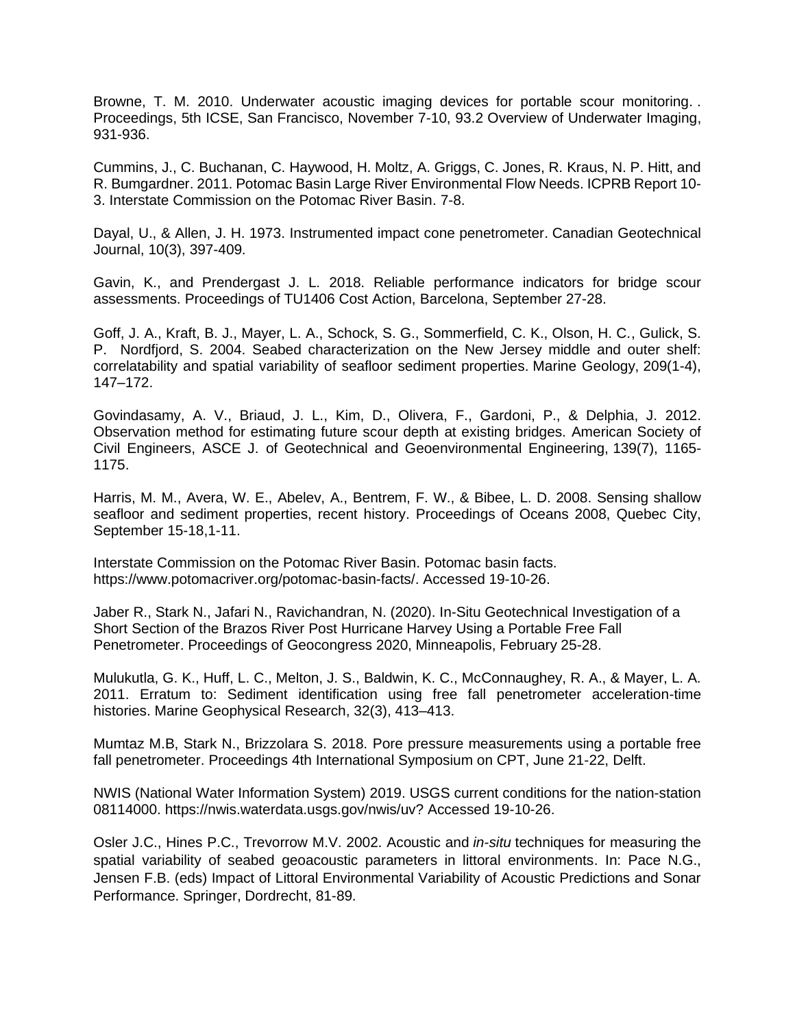Browne, T. M. 2010. Underwater acoustic imaging devices for portable scour monitoring. . Proceedings, 5th ICSE, San Francisco, November 7-10, 93.2 Overview of Underwater Imaging, 931-936.

Cummins, J., C. Buchanan, C. Haywood, H. Moltz, A. Griggs, C. Jones, R. Kraus, N. P. Hitt, and R. Bumgardner. 2011. Potomac Basin Large River Environmental Flow Needs. ICPRB Report 10-3. Interstate Commission on the Potomac River Basin. 7-8.

Dayal, U., & Allen, J. H. 1973. Instrumented impact cone penetrometer. Canadian Geotechnical Journal, 10(3), 397-409.

Gavin, K., and Prendergast J. L. 2018. Reliable performance indicators for bridge scour assessments. Proceedings of TU1406 Cost Action, Barcelona, September 27-28.

Goff, J. A., Kraft, B. J., Mayer, L. A., Schock, S. G., Sommerfield, C. K., Olson, H. C., Gulick, S. P. Nordfjord, S. 2004. Seabed characterization on the New Jersey middle and outer shelf: correlatability and spatial variability of seafloor sediment properties. Marine Geology, 209(1-4), 147–172.

Govindasamy, A. V., Briaud, J. L., Kim, D., Olivera, F., Gardoni, P., & Delphia, J. 2012. Observation method for estimating future scour depth at existing bridges. American Society of Civil Engineers, ASCE J. of Geotechnical and Geoenvironmental Engineering, 139(7), 1165-1175.

Harris, M. M., Avera, W. E., Abelev, A., Bentrem, F. W., & Bibee, L. D. 2008. Sensing shallow seafloor and sediment properties, recent history. Proceedings of Oceans 2008, Quebec City, September 15-18,1-11.

Interstate Commission on the Potomac River Basin. Potomac basin facts. https://www.potomacriver.org/potomac-basin-facts/. Accessed 19-10-26.

Jaber R., Stark N., Jafari N., Ravichandran, N. (2020). In-Situ Geotechnical Investigation of a Short Section of the Brazos River Post Hurricane Harvey Using a Portable Free Fall Penetrometer. Proceedings of Geocongress 2020, Minneapolis, February 25-28.

Mulukutla, G. K., Huff, L. C., Melton, J. S., Baldwin, K. C., McConnaughey, R. A., & Mayer, L. A. 2011. Erratum to: Sediment identification using free fall penetrometer acceleration-time histories. Marine Geophysical Research, 32(3), 413–413.

Mumtaz M.B, Stark N., Brizzolara S. 2018. Pore pressure measurements using a portable free fall penetrometer. Proceedings 4th International Symposium on CPT, June 21-22, Delft.

NWIS (National Water Information System) 2019. USGS current conditions for the nation-station 08114000. https://nwis.waterdata.usgs.gov/nwis/uv? Accessed 19-10-26.

Osler J.C., Hines P.C., Trevorrow M.V. 2002. Acoustic and *in-situ* techniques for measuring the spatial variability of seabed geoacoustic parameters in littoral environments. In: Pace N.G., Jensen F.B. (eds) Impact of Littoral Environmental Variability of Acoustic Predictions and Sonar Performance. Springer, Dordrecht, 81-89.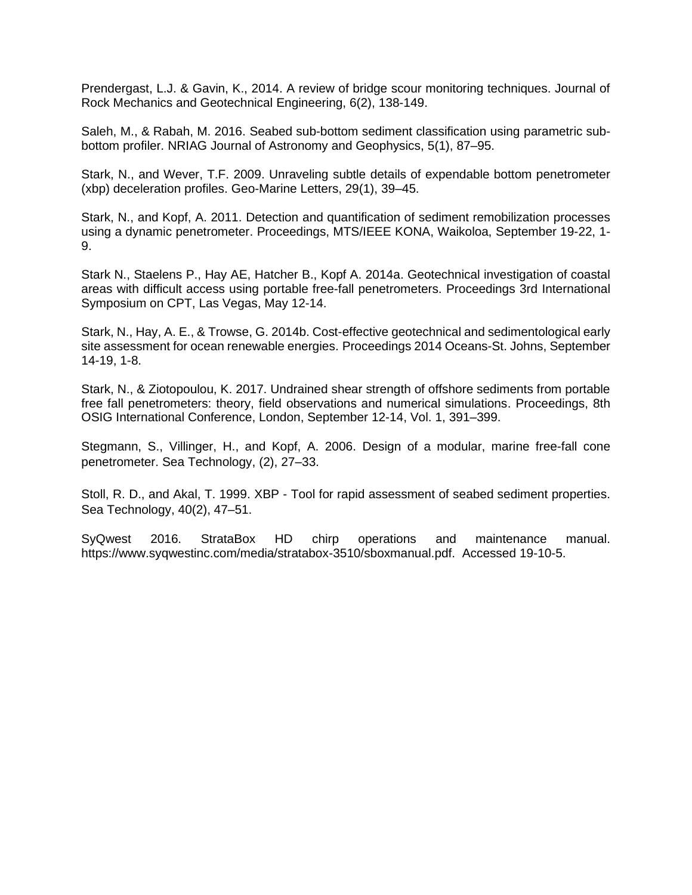Prendergast, L.J. & Gavin, K., 2014. A review of bridge scour monitoring techniques. Journal of Rock Mechanics and Geotechnical Engineering, 6(2), 138-149.

Saleh, M., & Rabah, M. 2016. Seabed sub-bottom sediment classification using parametric sub-bottom profiler. NRIAG Journal of Astronomy and Geophysics, 5(1), 87–95.

Stark, N., and Wever, T.F. 2009. Unraveling subtle details of expendable bottom penetrometer (xbp) deceleration profiles. Geo-Marine Letters, 29(1), 39–45.

Stark, N., and Kopf, A. 2011. Detection and quantification of sediment remobilization processes using a dynamic penetrometer. Proceedings, MTS/IEEE KONA, Waikoloa, September 19-22, 1-9.

Stark N., Staelens P., Hay AE, Hatcher B., Kopf A. 2014a. Geotechnical investigation of coastal areas with difficult access using portable free-fall penetrometers. Proceedings 3rd International Symposium on CPT, Las Vegas, May 12-14.

Stark, N., Hay, A. E., & Trowse, G. 2014b. Cost-effective geotechnical and sedimentological early site assessment for ocean renewable energies. Proceedings 2014 Oceans-St. Johns, September 14-19, 1-8.

Stark, N., & Ziotopoulou, K. 2017. Undrained shear strength of offshore sediments from portable free fall penetrometers: theory, field observations and numerical simulations. Proceedings, 8th OSIG International Conference, London, September 12-14, Vol. 1, 391–399.

Stegmann, S., Villinger, H., and Kopf, A. 2006. Design of a modular, marine free-fall cone penetrometer. Sea Technology, (2), 27–33.

Stoll, R. D., and Akal, T. 1999. XBP - Tool for rapid assessment of seabed sediment properties. Sea Technology, 40(2), 47–51.

SyQwest 2016. StrataBox HD chirp operations and maintenance manual. https://www.syqwestinc.com/media/stratabox-3510/sboxmanual.pdf. Accessed 19-10-5.